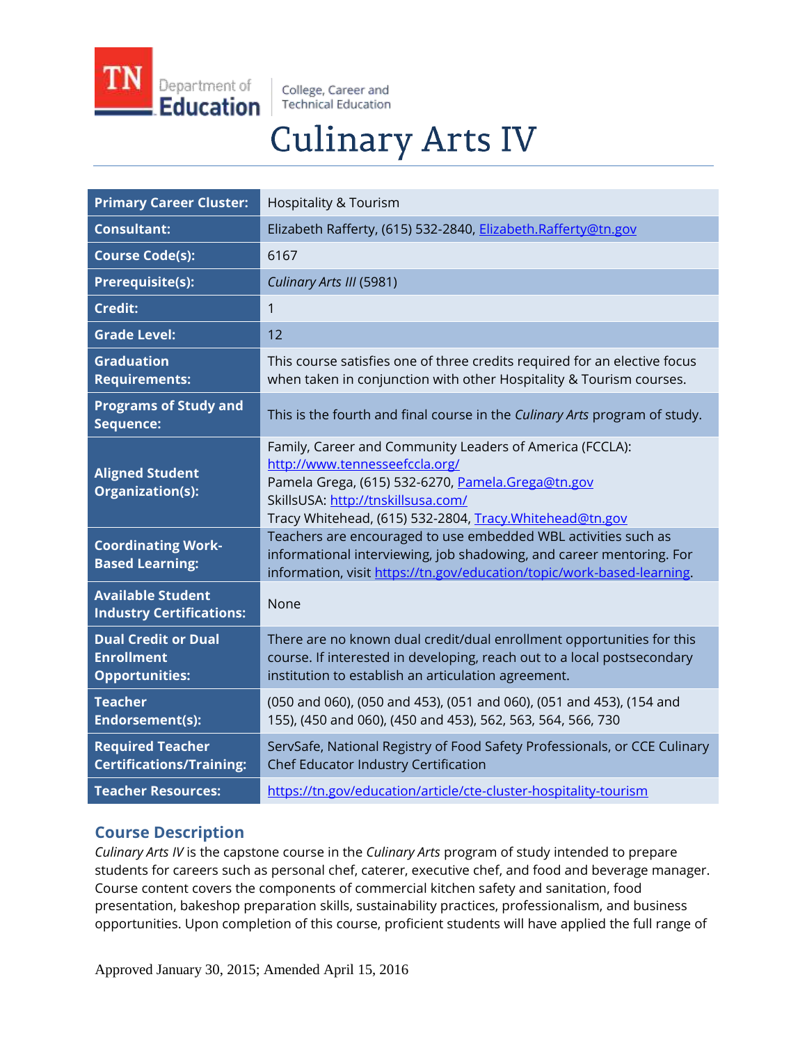# Culinary Arts IV

| | |
|---|---|
| **Primary Career Cluster:** | Hospitality & Tourism |
| **Consultant:** | Elizabeth Rafferty, (615) 532-2840, Elizabeth.Rafferty@tn.gov |
| **Course Code(s):** | 6167 |
| **Prerequisite(s):** | *Culinary Arts III* (5981) |
| **Credit:** | 1 |
| **Grade Level:** | 12 |
| **Graduation Requirements:** | This course satisfies one of three credits required for an elective focus when taken in conjunction with other Hospitality & Tourism courses. |
| **Programs of Study and Sequence:** | This is the fourth and final course in the *Culinary Arts* program of study. |
| **Aligned Student Organization(s):** | Family, Career and Community Leaders of America (FCCLA): http://www.tennesseefccla.org/ Pamela Grega, (615) 532-6270, Pamela.Grega@tn.gov SkillsUSA: http://tnskillsusa.com/ Tracy Whitehead, (615) 532-2804, Tracy.Whitehead@tn.gov |
| **Coordinating Work-Based Learning:** | Teachers are encouraged to use embedded WBL activities such as informational interviewing, job shadowing, and career mentoring. For information, visit https://tn.gov/education/topic/work-based-learning. |
| **Available Student Industry Certifications:** | None |
| **Dual Credit or Dual Enrollment Opportunities:** | There are no known dual credit/dual enrollment opportunities for this course. If interested in developing, reach out to a local postsecondary institution to establish an articulation agreement. |
| **Teacher Endorsement(s):** | (050 and 060), (050 and 453), (051 and 060), (051 and 453), (154 and 155), (450 and 060), (450 and 453), 562, 563, 564, 566, 730 |
| **Required Teacher Certifications/Training:** | ServSafe, National Registry of Food Safety Professionals, or CCE Culinary Chef Educator Industry Certification |
| **Teacher Resources:** | https://tn.gov/education/article/cte-cluster-hospitality-tourism |

## Course Description

*Culinary Arts IV* is the capstone course in the *Culinary Arts* program of study intended to prepare students for careers such as personal chef, caterer, executive chef, and food and beverage manager. Course content covers the components of commercial kitchen safety and sanitation, food presentation, bakeshop preparation skills, sustainability practices, professionalism, and business opportunities. Upon completion of this course, proficient students will have applied the full range of

Approved January 30, 2015; Amended April 15, 2016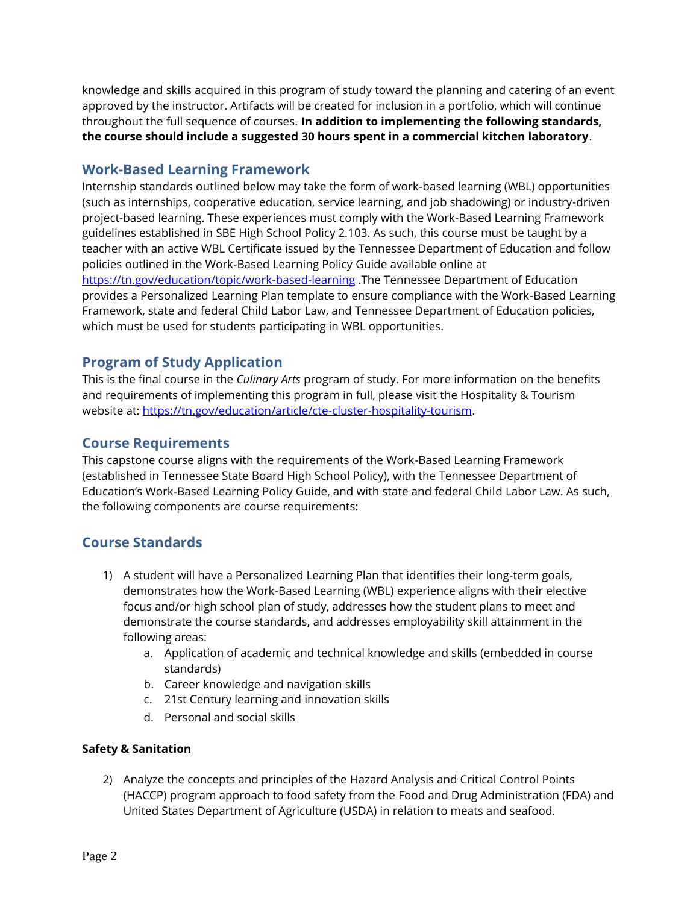knowledge and skills acquired in this program of study toward the planning and catering of an event approved by the instructor. Artifacts will be created for inclusion in a portfolio, which will continue throughout the full sequence of courses. **In addition to implementing the following standards, the course should include a suggested 30 hours spent in a commercial kitchen laboratory**.

## Work-Based Learning Framework

Internship standards outlined below may take the form of work-based learning (WBL) opportunities (such as internships, cooperative education, service learning, and job shadowing) or industry-driven project-based learning. These experiences must comply with the Work-Based Learning Framework guidelines established in SBE High School Policy 2.103. As such, this course must be taught by a teacher with an active WBL Certificate issued by the Tennessee Department of Education and follow policies outlined in the Work-Based Learning Policy Guide available online at [https://tn.gov/education/topic/work-based-learning](https://tn.gov/education/topic/work-based-learning) .The Tennessee Department of Education provides a Personalized Learning Plan template to ensure compliance with the Work-Based Learning Framework, state and federal Child Labor Law, and Tennessee Department of Education policies, which must be used for students participating in WBL opportunities.

## Program of Study Application

This is the final course in the *Culinary Arts* program of study. For more information on the benefits and requirements of implementing this program in full, please visit the Hospitality & Tourism website at: [https://tn.gov/education/article/cte-cluster-hospitality-tourism](https://tn.gov/education/article/cte-cluster-hospitality-tourism).

## Course Requirements

This capstone course aligns with the requirements of the Work-Based Learning Framework (established in Tennessee State Board High School Policy), with the Tennessee Department of Education's Work-Based Learning Policy Guide, and with state and federal Child Labor Law. As such, the following components are course requirements:

## Course Standards

1) A student will have a Personalized Learning Plan that identifies their long-term goals, demonstrates how the Work-Based Learning (WBL) experience aligns with their elective focus and/or high school plan of study, addresses how the student plans to meet and demonstrate the course standards, and addresses employability skill attainment in the following areas:
    a. Application of academic and technical knowledge and skills (embedded in course standards)
    b. Career knowledge and navigation skills
    c. 21st Century learning and innovation skills
    d. Personal and social skills

**Safety & Sanitation**

2) Analyze the concepts and principles of the Hazard Analysis and Critical Control Points (HACCP) program approach to food safety from the Food and Drug Administration (FDA) and United States Department of Agriculture (USDA) in relation to meats and seafood.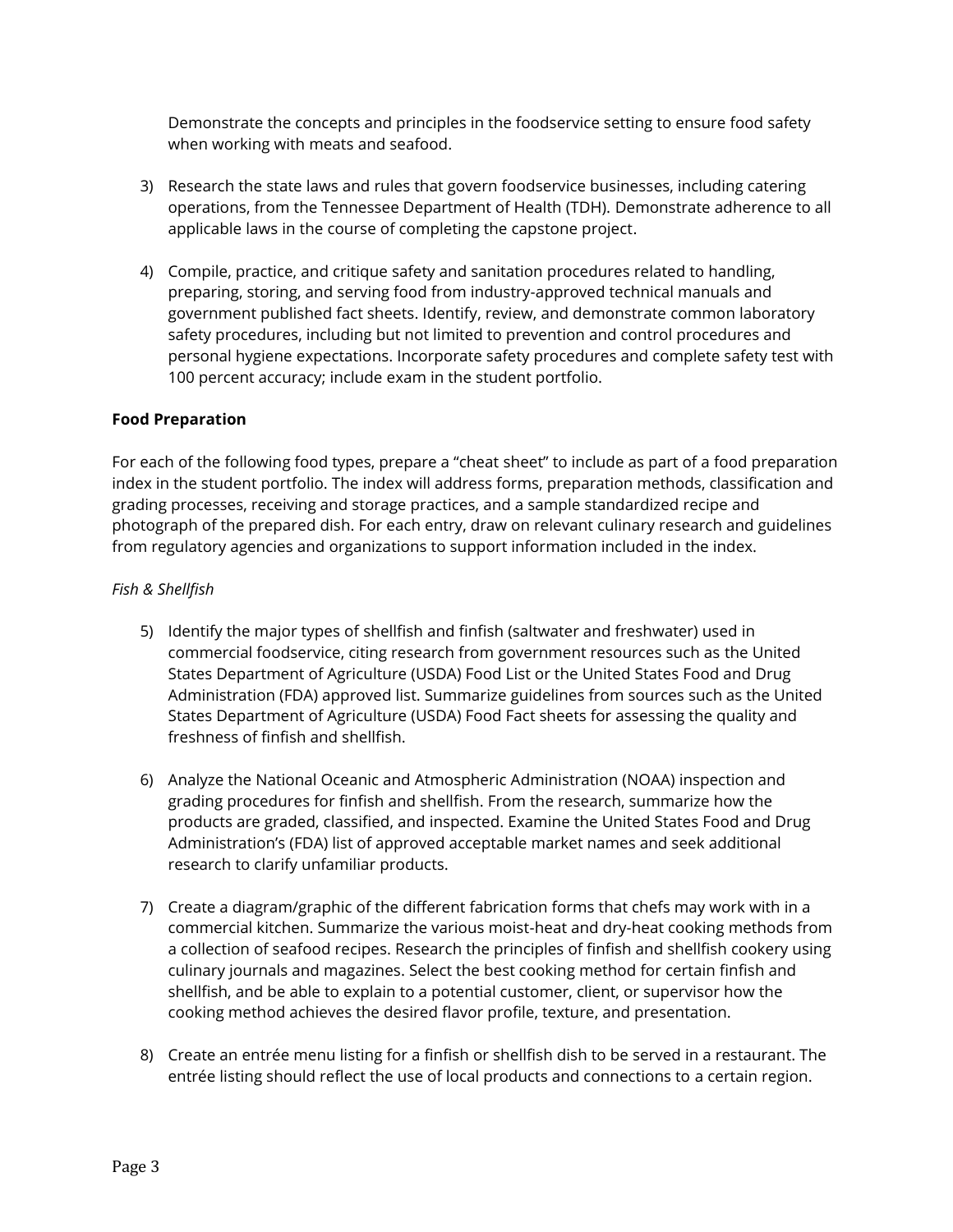Demonstrate the concepts and principles in the foodservice setting to ensure food safety when working with meats and seafood.

3) Research the state laws and rules that govern foodservice businesses, including catering operations, from the Tennessee Department of Health (TDH). Demonstrate adherence to all applicable laws in the course of completing the capstone project.

4) Compile, practice, and critique safety and sanitation procedures related to handling, preparing, storing, and serving food from industry-approved technical manuals and government published fact sheets. Identify, review, and demonstrate common laboratory safety procedures, including but not limited to prevention and control procedures and personal hygiene expectations. Incorporate safety procedures and complete safety test with 100 percent accuracy; include exam in the student portfolio.

**Food Preparation**

For each of the following food types, prepare a "cheat sheet" to include as part of a food preparation index in the student portfolio. The index will address forms, preparation methods, classification and grading processes, receiving and storage practices, and a sample standardized recipe and photograph of the prepared dish. For each entry, draw on relevant culinary research and guidelines from regulatory agencies and organizations to support information included in the index.

*Fish & Shellfish*

5) Identify the major types of shellfish and finfish (saltwater and freshwater) used in commercial foodservice, citing research from government resources such as the United States Department of Agriculture (USDA) Food List or the United States Food and Drug Administration (FDA) approved list. Summarize guidelines from sources such as the United States Department of Agriculture (USDA) Food Fact sheets for assessing the quality and freshness of finfish and shellfish.

6) Analyze the National Oceanic and Atmospheric Administration (NOAA) inspection and grading procedures for finfish and shellfish. From the research, summarize how the products are graded, classified, and inspected. Examine the United States Food and Drug Administration's (FDA) list of approved acceptable market names and seek additional research to clarify unfamiliar products.

7) Create a diagram/graphic of the different fabrication forms that chefs may work with in a commercial kitchen. Summarize the various moist-heat and dry-heat cooking methods from a collection of seafood recipes. Research the principles of finfish and shellfish cookery using culinary journals and magazines. Select the best cooking method for certain finfish and shellfish, and be able to explain to a potential customer, client, or supervisor how the cooking method achieves the desired flavor profile, texture, and presentation.

8) Create an entrée menu listing for a finfish or shellfish dish to be served in a restaurant. The entrée listing should reflect the use of local products and connections to a certain region.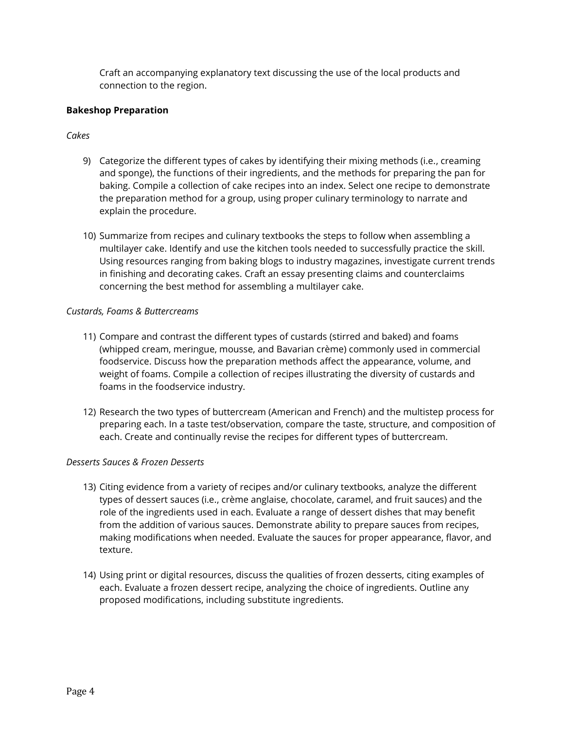Craft an accompanying explanatory text discussing the use of the local products and connection to the region.

**Bakeshop Preparation**

*Cakes*

9) Categorize the different types of cakes by identifying their mixing methods (i.e., creaming and sponge), the functions of their ingredients, and the methods for preparing the pan for baking. Compile a collection of cake recipes into an index. Select one recipe to demonstrate the preparation method for a group, using proper culinary terminology to narrate and explain the procedure.

10) Summarize from recipes and culinary textbooks the steps to follow when assembling a multilayer cake. Identify and use the kitchen tools needed to successfully practice the skill. Using resources ranging from baking blogs to industry magazines, investigate current trends in finishing and decorating cakes. Craft an essay presenting claims and counterclaims concerning the best method for assembling a multilayer cake.

*Custards, Foams & Buttercreams*

11) Compare and contrast the different types of custards (stirred and baked) and foams (whipped cream, meringue, mousse, and Bavarian crème) commonly used in commercial foodservice. Discuss how the preparation methods affect the appearance, volume, and weight of foams. Compile a collection of recipes illustrating the diversity of custards and foams in the foodservice industry.

12) Research the two types of buttercream (American and French) and the multistep process for preparing each. In a taste test/observation, compare the taste, structure, and composition of each. Create and continually revise the recipes for different types of buttercream.

*Desserts Sauces & Frozen Desserts*

13) Citing evidence from a variety of recipes and/or culinary textbooks, analyze the different types of dessert sauces (i.e., crème anglaise, chocolate, caramel, and fruit sauces) and the role of the ingredients used in each. Evaluate a range of dessert dishes that may benefit from the addition of various sauces. Demonstrate ability to prepare sauces from recipes, making modifications when needed. Evaluate the sauces for proper appearance, flavor, and texture.

14) Using print or digital resources, discuss the qualities of frozen desserts, citing examples of each. Evaluate a frozen dessert recipe, analyzing the choice of ingredients. Outline any proposed modifications, including substitute ingredients.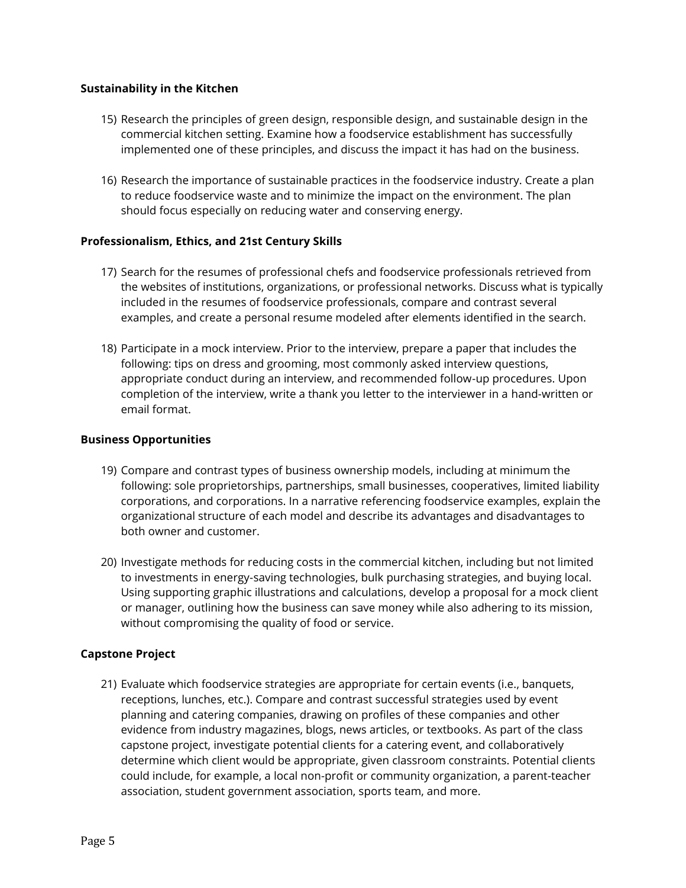**Sustainability in the Kitchen**

15) Research the principles of green design, responsible design, and sustainable design in the commercial kitchen setting. Examine how a foodservice establishment has successfully implemented one of these principles, and discuss the impact it has had on the business.

16) Research the importance of sustainable practices in the foodservice industry. Create a plan to reduce foodservice waste and to minimize the impact on the environment. The plan should focus especially on reducing water and conserving energy.

**Professionalism, Ethics, and 21st Century Skills**

17) Search for the resumes of professional chefs and foodservice professionals retrieved from the websites of institutions, organizations, or professional networks. Discuss what is typically included in the resumes of foodservice professionals, compare and contrast several examples, and create a personal resume modeled after elements identified in the search.

18) Participate in a mock interview. Prior to the interview, prepare a paper that includes the following: tips on dress and grooming, most commonly asked interview questions, appropriate conduct during an interview, and recommended follow-up procedures. Upon completion of the interview, write a thank you letter to the interviewer in a hand-written or email format.

**Business Opportunities**

19) Compare and contrast types of business ownership models, including at minimum the following: sole proprietorships, partnerships, small businesses, cooperatives, limited liability corporations, and corporations. In a narrative referencing foodservice examples, explain the organizational structure of each model and describe its advantages and disadvantages to both owner and customer.

20) Investigate methods for reducing costs in the commercial kitchen, including but not limited to investments in energy-saving technologies, bulk purchasing strategies, and buying local. Using supporting graphic illustrations and calculations, develop a proposal for a mock client or manager, outlining how the business can save money while also adhering to its mission, without compromising the quality of food or service.

**Capstone Project**

21) Evaluate which foodservice strategies are appropriate for certain events (i.e., banquets, receptions, lunches, etc.). Compare and contrast successful strategies used by event planning and catering companies, drawing on profiles of these companies and other evidence from industry magazines, blogs, news articles, or textbooks. As part of the class capstone project, investigate potential clients for a catering event, and collaboratively determine which client would be appropriate, given classroom constraints. Potential clients could include, for example, a local non-profit or community organization, a parent-teacher association, student government association, sports team, and more.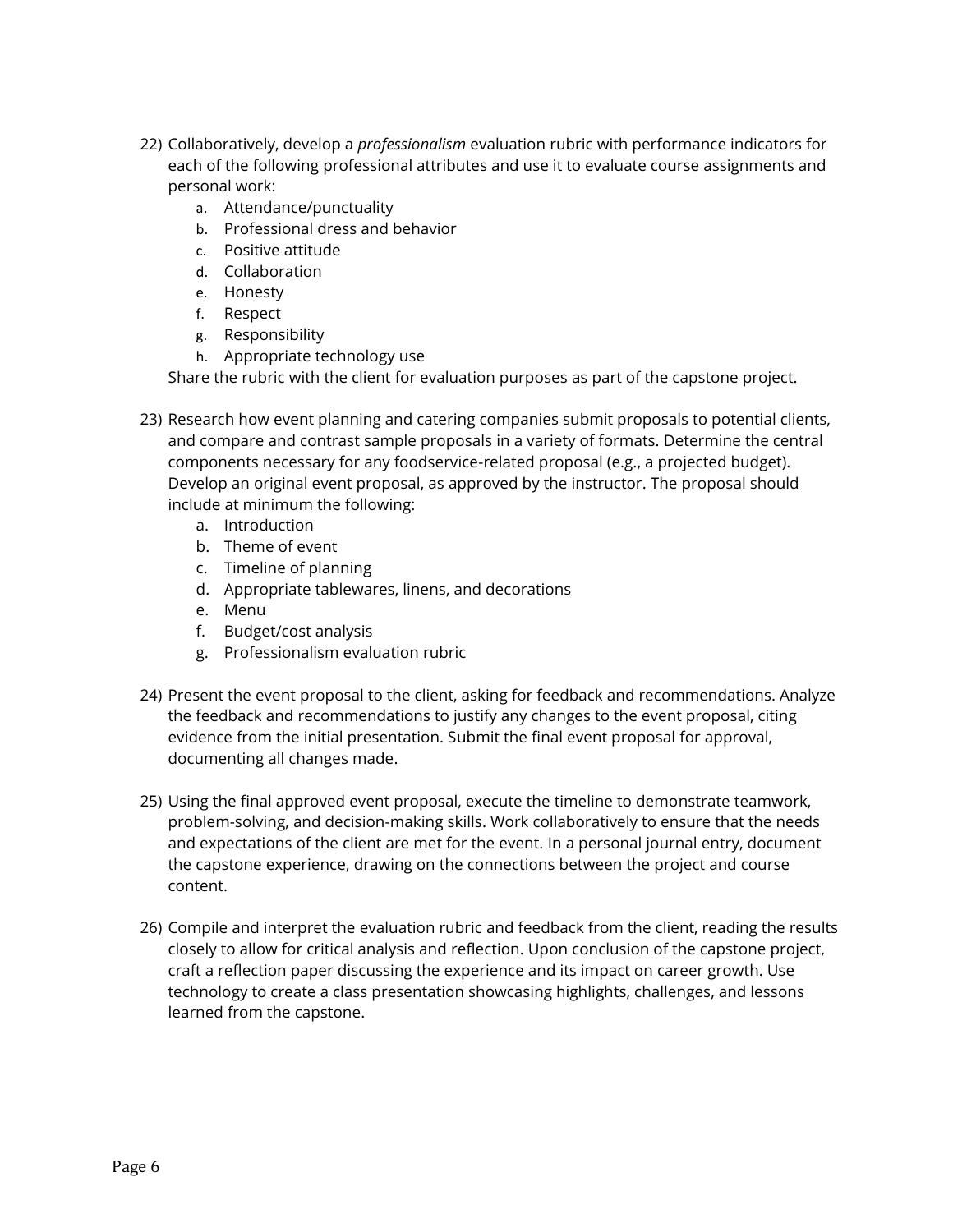22) Collaboratively, develop a *professionalism* evaluation rubric with performance indicators for each of the following professional attributes and use it to evaluate course assignments and personal work:
    a. Attendance/punctuality
    b. Professional dress and behavior
    c. Positive attitude
    d. Collaboration
    e. Honesty
    f. Respect
    g. Responsibility
    h. Appropriate technology use

    Share the rubric with the client for evaluation purposes as part of the capstone project.

23) Research how event planning and catering companies submit proposals to potential clients, and compare and contrast sample proposals in a variety of formats. Determine the central components necessary for any foodservice-related proposal (e.g., a projected budget). Develop an original event proposal, as approved by the instructor. The proposal should include at minimum the following:
    a. Introduction
    b. Theme of event
    c. Timeline of planning
    d. Appropriate tablewares, linens, and decorations
    e. Menu
    f. Budget/cost analysis
    g. Professionalism evaluation rubric

24) Present the event proposal to the client, asking for feedback and recommendations. Analyze the feedback and recommendations to justify any changes to the event proposal, citing evidence from the initial presentation. Submit the final event proposal for approval, documenting all changes made.

25) Using the final approved event proposal, execute the timeline to demonstrate teamwork, problem-solving, and decision-making skills. Work collaboratively to ensure that the needs and expectations of the client are met for the event. In a personal journal entry, document the capstone experience, drawing on the connections between the project and course content.

26) Compile and interpret the evaluation rubric and feedback from the client, reading the results closely to allow for critical analysis and reflection. Upon conclusion of the capstone project, craft a reflection paper discussing the experience and its impact on career growth. Use technology to create a class presentation showcasing highlights, challenges, and lessons learned from the capstone.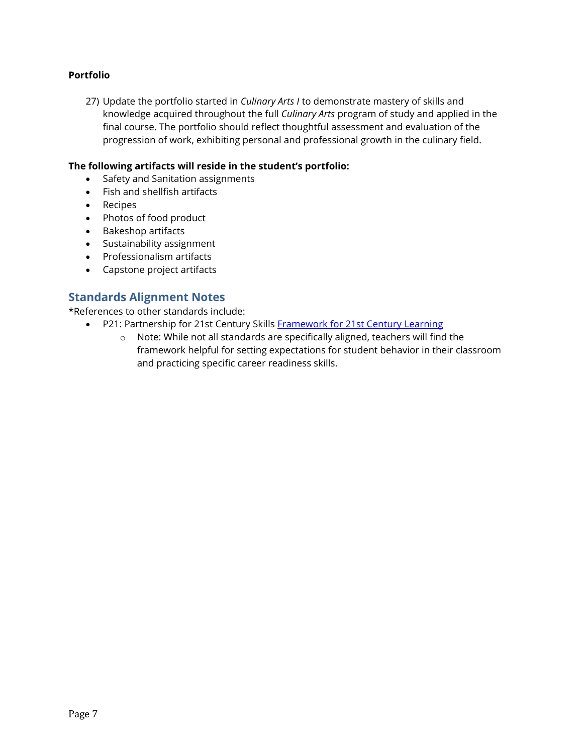**Portfolio**

27) Update the portfolio started in *Culinary Arts I* to demonstrate mastery of skills and knowledge acquired throughout the full *Culinary Arts* program of study and applied in the final course. The portfolio should reflect thoughtful assessment and evaluation of the progression of work, exhibiting personal and professional growth in the culinary field.

**The following artifacts will reside in the student's portfolio:**

- Safety and Sanitation assignments
- Fish and shellfish artifacts
- Recipes
- Photos of food product
- Bakeshop artifacts
- Sustainability assignment
- Professionalism artifacts
- Capstone project artifacts

## Standards Alignment Notes

*References to other standards include:

- P21: Partnership for 21st Century Skills [Framework for 21st Century Learning]
  - Note: While not all standards are specifically aligned, teachers will find the framework helpful for setting expectations for student behavior in their classroom and practicing specific career readiness skills.